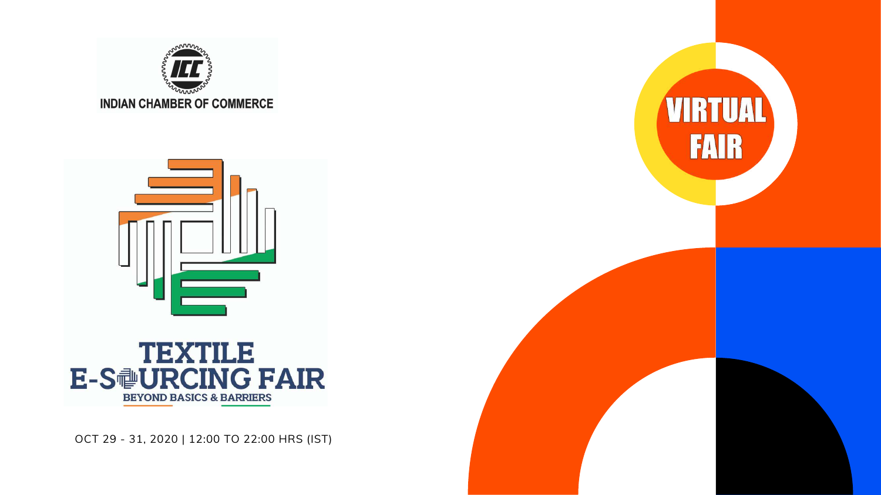INDIAN CHAMBER OF COMMERCE

# TEXTILE E-SOURCING FAIR

**BEYOND BASICS & BARRIERS**

OCT 29 - 31, 2020 | 12:00 TO 22:00 HRS (IST)

VIRTUAL FAIR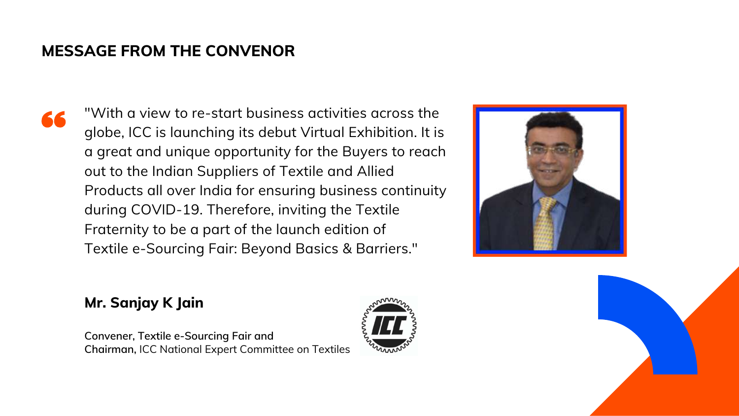## MESSAGE FROM THE CONVENOR

> "With a view to re-start business activities across the globe, ICC is launching its debut Virtual Exhibition. It is a great and unique opportunity for the Buyers to reach out to the Indian Suppliers of Textile and Allied Products all over India for ensuring business continuity during COVID-19. Therefore, inviting the Textile Fraternity to be a part of the launch edition of Textile e-Sourcing Fair: Beyond Basics & Barriers."

**Mr. Sanjay K Jain**

**Convener, Textile e-Sourcing Fair and**
**Chairman,** ICC National Expert Committee on Textiles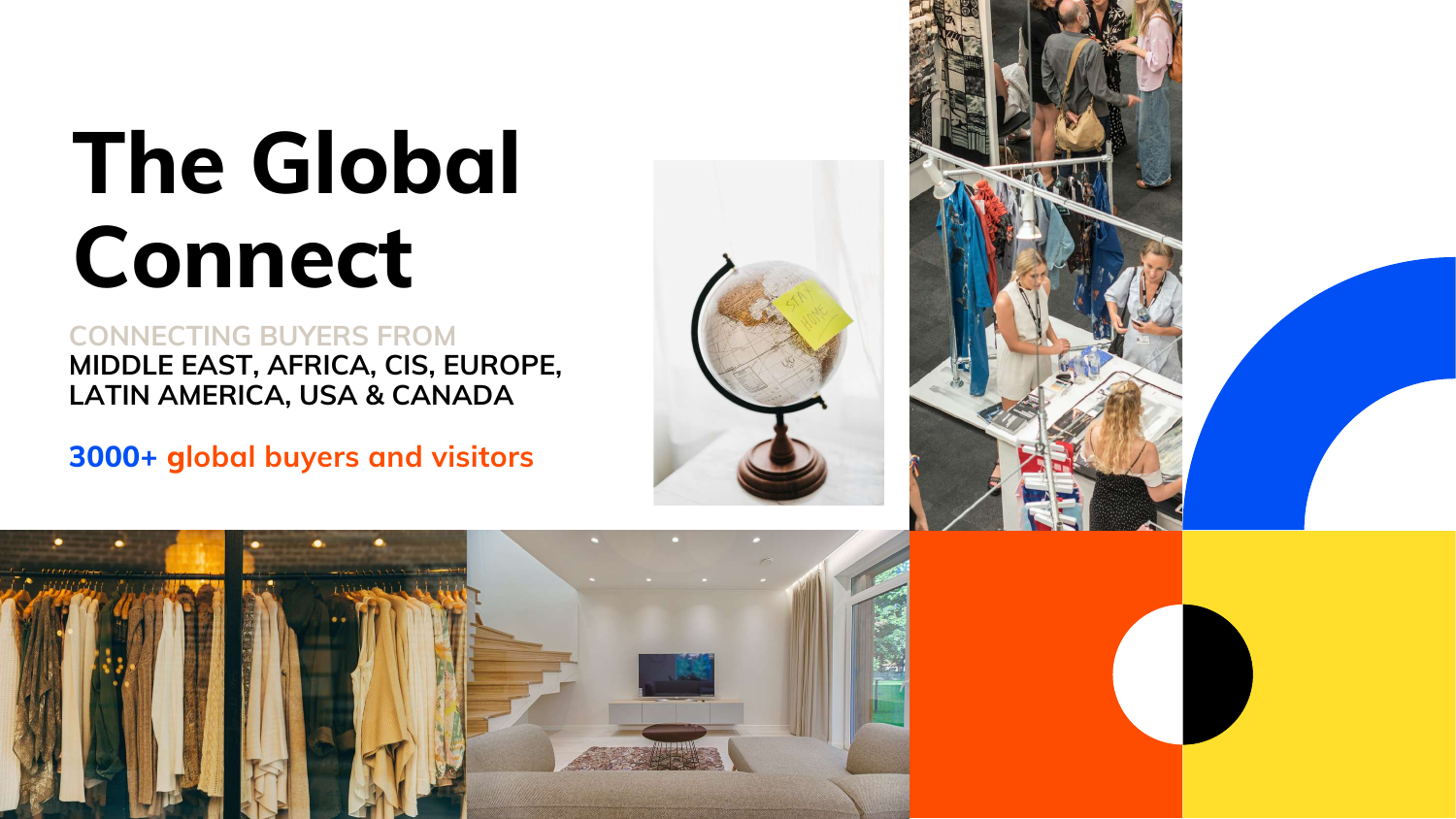# The Global Connect

CONNECTING BUYERS FROM
**MIDDLE EAST, AFRICA, CIS, EUROPE, LATIN AMERICA, USA & CANADA**

**3000+ global buyers and visitors**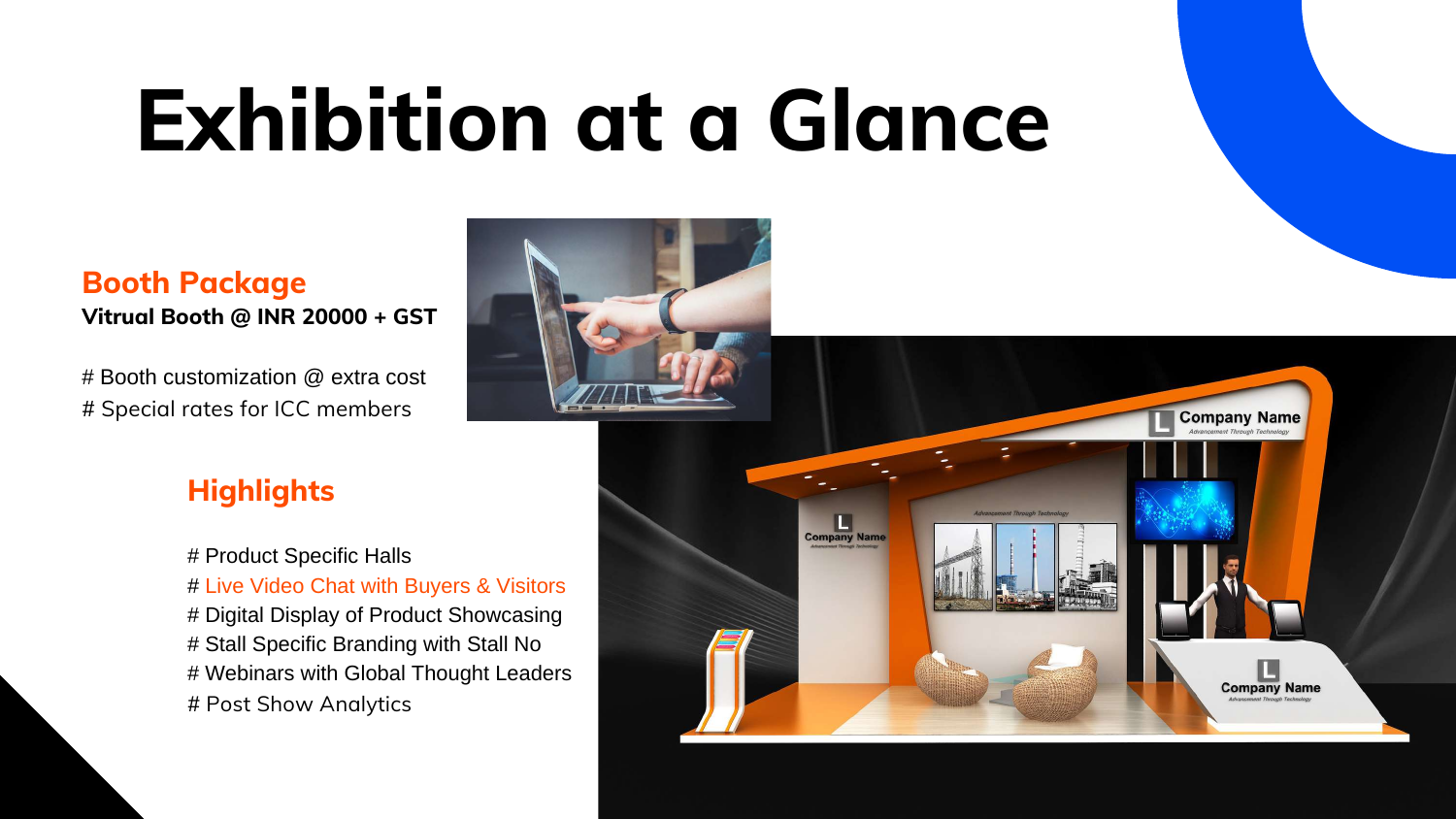# Exhibition at a Glance

## Booth Package

**Vitrual Booth @ INR 20000 + GST**

# Booth customization @ extra cost
# Special rates for ICC members

## Highlights

# Product Specific Halls
# Live Video Chat with Buyers & Visitors
# Digital Display of Product Showcasing
# Stall Specific Branding with Stall No
# Webinars with Global Thought Leaders
# Post Show Analytics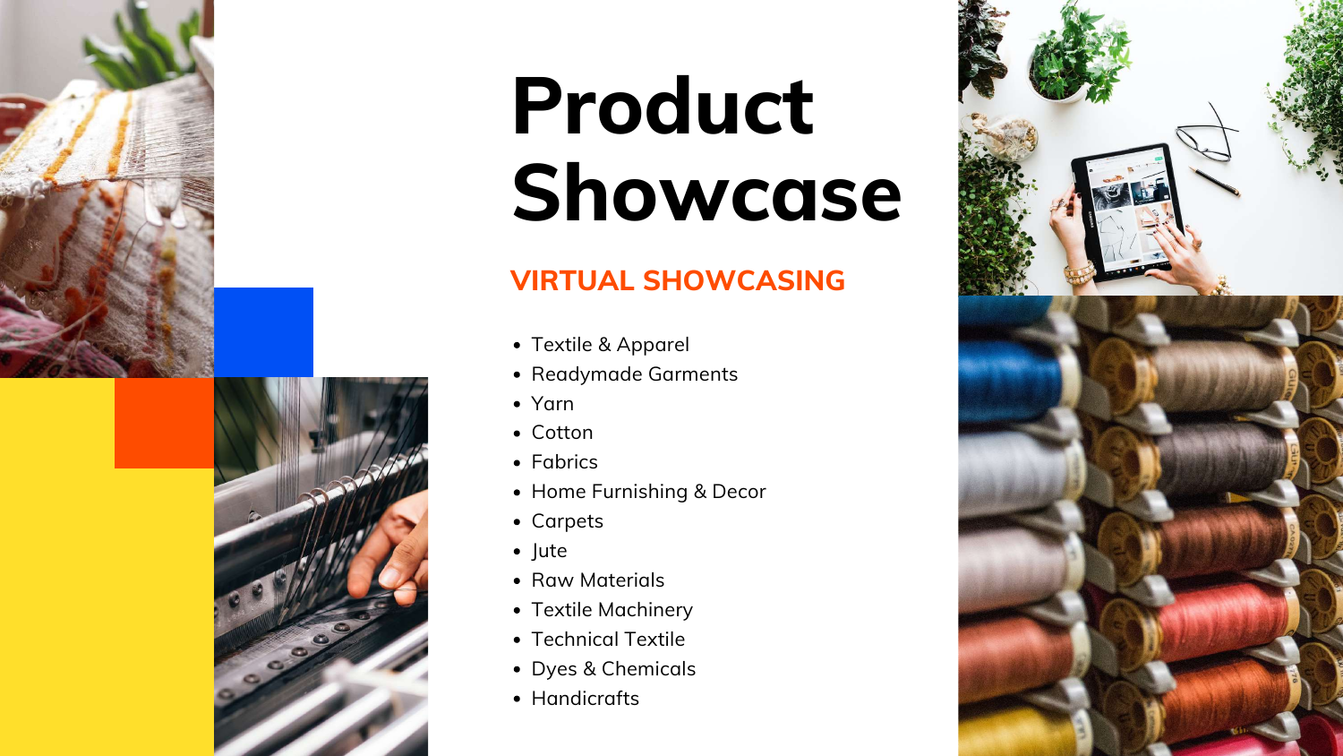# Product Showcase

## VIRTUAL SHOWCASING

- Textile & Apparel
- Readymade Garments
- Yarn
- Cotton
- Fabrics
- Home Furnishing & Decor
- Carpets
- Jute
- Raw Materials
- Textile Machinery
- Technical Textile
- Dyes & Chemicals
- Handicrafts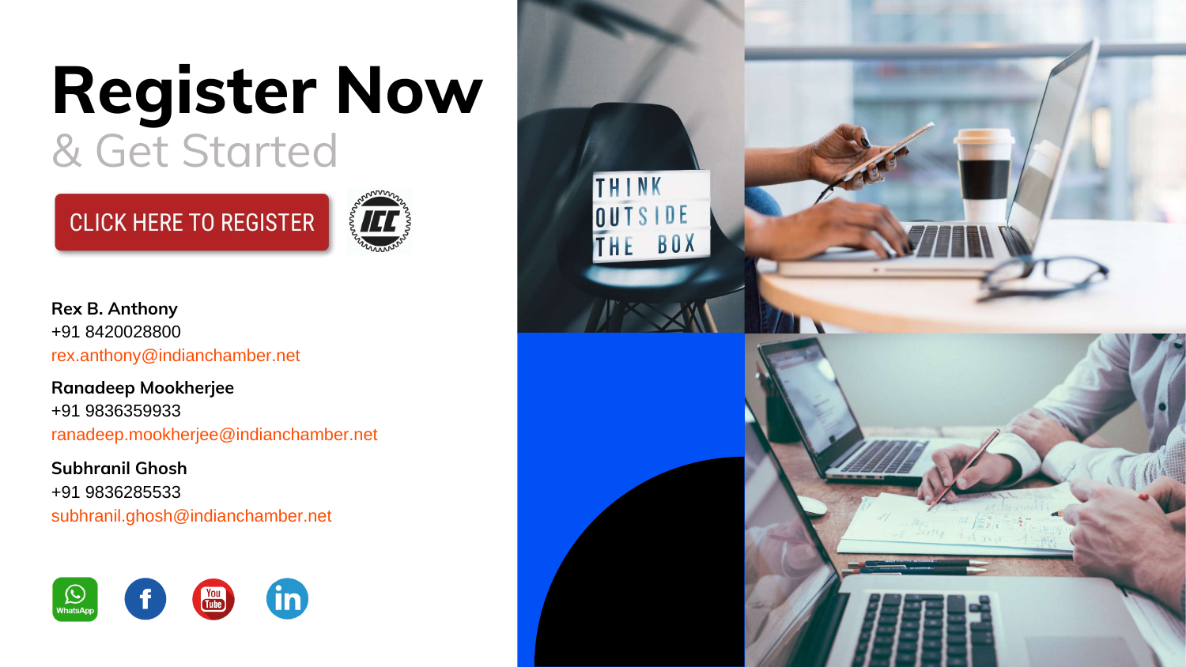# Register Now

## & Get Started

CLICK HERE TO REGISTER

**Rex B. Anthony**
+91 8420028800
rex.anthony@indianchamber.net

**Ranadeep Mookherjee**
+91 9836359933
ranadeep.mookherjee@indianchamber.net

**Subhranil Ghosh**
+91 9836285533
subhranil.ghosh@indianchamber.net